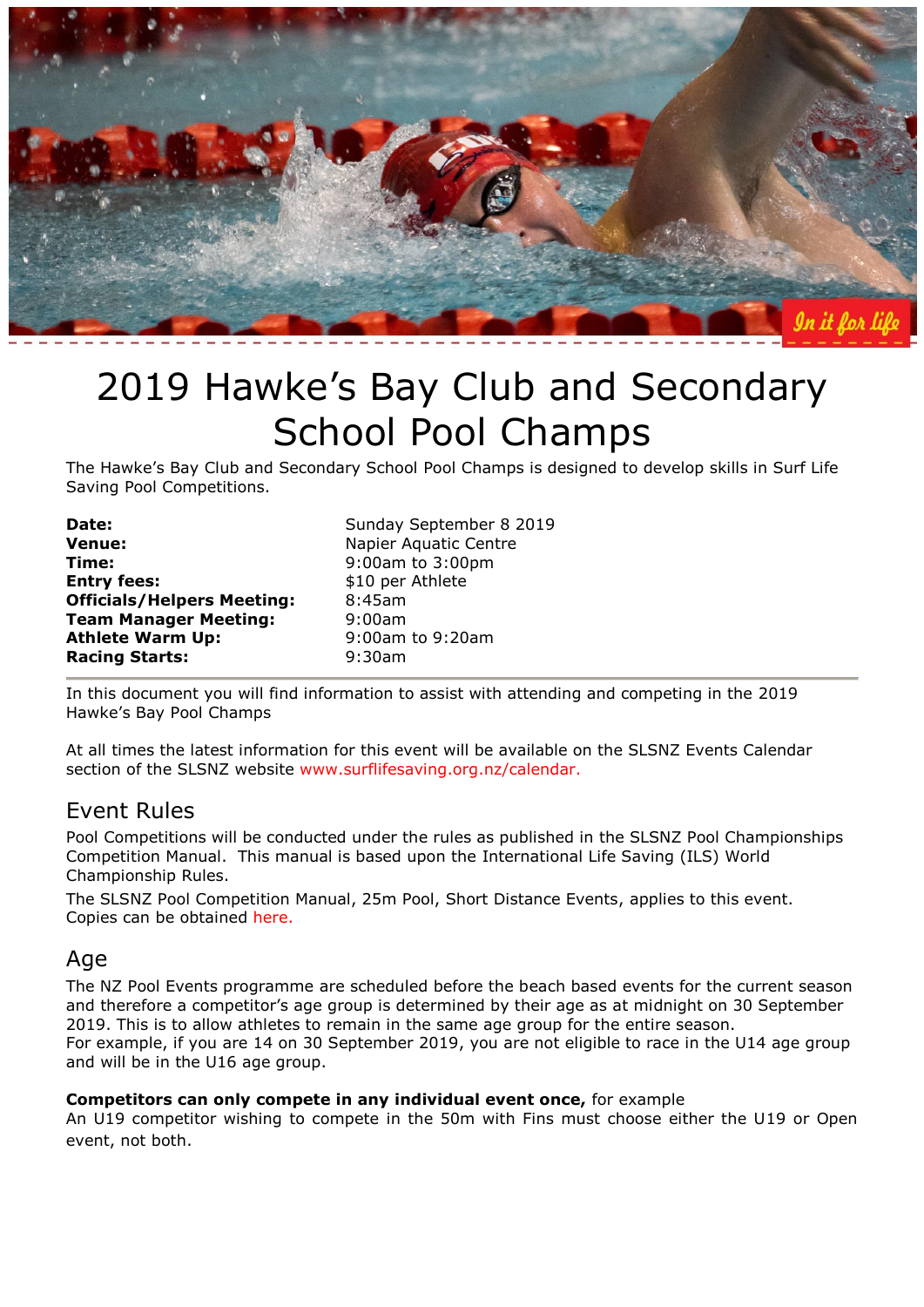# 2019 Hawke's Bay Club and Secondary School Pool Champs

The Hawke's Bay Club and Secondary School Pool Champs is designed to develop skills in Surf Life Saving Pool Competitions.

| | |
|---|---|
| **Date:** | Sunday September 8 2019 |
| **Venue:** | Napier Aquatic Centre |
| **Time:** | 9:00am to 3:00pm |
| **Entry fees:** | $10 per Athlete |
| **Officials/Helpers Meeting:** | 8:45am |
| **Team Manager Meeting:** | 9:00am |
| **Athlete Warm Up:** | 9:00am to 9:20am |
| **Racing Starts:** | 9:30am |

In this document you will find information to assist with attending and competing in the 2019 Hawke's Bay Pool Champs

At all times the latest information for this event will be available on the SLSNZ Events Calendar section of the SLSNZ website www.surflifesaving.org.nz/calendar.

## Event Rules

Pool Competitions will be conducted under the rules as published in the SLSNZ Pool Championships Competition Manual. This manual is based upon the International Life Saving (ILS) World Championship Rules.

The SLSNZ Pool Competition Manual, 25m Pool, Short Distance Events, applies to this event. Copies can be obtained here.

## Age

The NZ Pool Events programme are scheduled before the beach based events for the current season and therefore a competitor's age group is determined by their age as at midnight on 30 September 2019. This is to allow athletes to remain in the same age group for the entire season.
For example, if you are 14 on 30 September 2019, you are not eligible to race in the U14 age group and will be in the U16 age group.

**Competitors can only compete in any individual event once,** for example
An U19 competitor wishing to compete in the 50m with Fins must choose either the U19 or Open event, not both.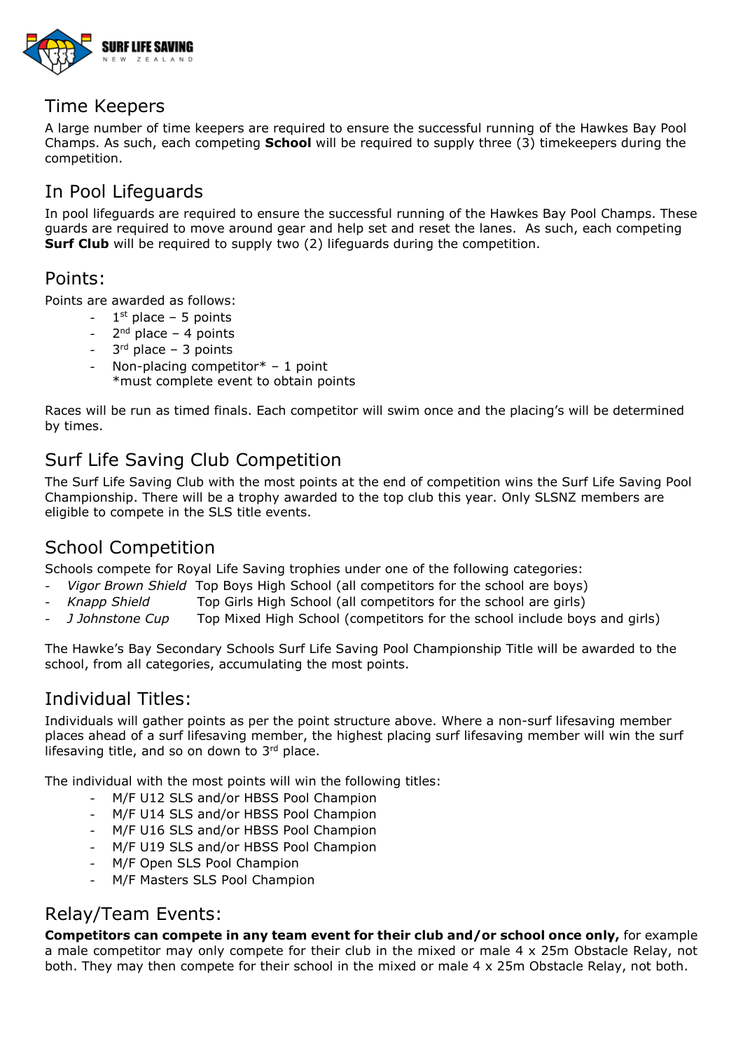## Time Keepers

A large number of time keepers are required to ensure the successful running of the Hawkes Bay Pool Champs. As such, each competing **School** will be required to supply three (3) timekeepers during the competition.

## In Pool Lifeguards

In pool lifeguards are required to ensure the successful running of the Hawkes Bay Pool Champs. These guards are required to move around gear and help set and reset the lanes. As such, each competing **Surf Club** will be required to supply two (2) lifeguards during the competition.

## Points:

Points are awarded as follows:

- 1st place – 5 points
- 2nd place – 4 points
- 3rd place – 3 points
- Non-placing competitor* – 1 point
  *must complete event to obtain points

Races will be run as timed finals. Each competitor will swim once and the placing's will be determined by times.

## Surf Life Saving Club Competition

The Surf Life Saving Club with the most points at the end of competition wins the Surf Life Saving Pool Championship. There will be a trophy awarded to the top club this year. Only SLSNZ members are eligible to compete in the SLS title events.

## School Competition

Schools compete for Royal Life Saving trophies under one of the following categories:

- *Vigor Brown Shield* Top Boys High School (all competitors for the school are boys)
- *Knapp Shield* Top Girls High School (all competitors for the school are girls)
- *J Johnstone Cup* Top Mixed High School (competitors for the school include boys and girls)

The Hawke's Bay Secondary Schools Surf Life Saving Pool Championship Title will be awarded to the school, from all categories, accumulating the most points.

## Individual Titles:

Individuals will gather points as per the point structure above. Where a non-surf lifesaving member places ahead of a surf lifesaving member, the highest placing surf lifesaving member will win the surf lifesaving title, and so on down to 3rd place.

The individual with the most points will win the following titles:

- M/F U12 SLS and/or HBSS Pool Champion
- M/F U14 SLS and/or HBSS Pool Champion
- M/F U16 SLS and/or HBSS Pool Champion
- M/F U19 SLS and/or HBSS Pool Champion
- M/F Open SLS Pool Champion
- M/F Masters SLS Pool Champion

## Relay/Team Events:

**Competitors can compete in any team event for their club and/or school once only,** for example a male competitor may only compete for their club in the mixed or male 4 x 25m Obstacle Relay, not both. They may then compete for their school in the mixed or male 4 x 25m Obstacle Relay, not both.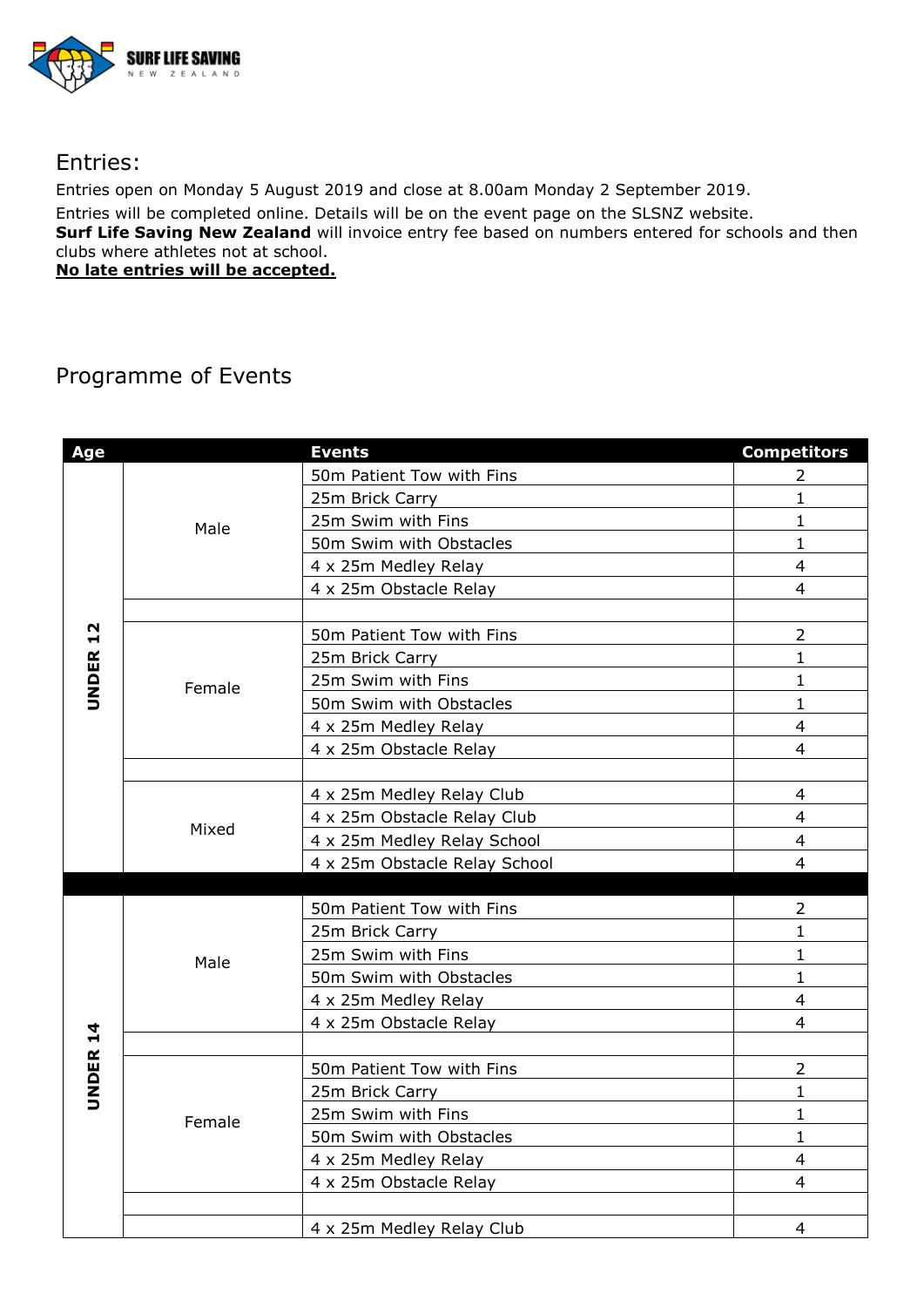## Entries:

Entries open on Monday 5 August 2019 and close at 8.00am Monday 2 September 2019.

Entries will be completed online. Details will be on the event page on the SLSNZ website.

**Surf Life Saving New Zealand** will invoice entry fee based on numbers entered for schools and then clubs where athletes not at school.

**No late entries will be accepted.**

## Programme of Events

| Age | | Events | Competitors |
|---|---|---|---|
| UNDER 12 | Male | 50m Patient Tow with Fins | 2 |
| | | 25m Brick Carry | 1 |
| | | 25m Swim with Fins | 1 |
| | | 50m Swim with Obstacles | 1 |
| | | 4 x 25m Medley Relay | 4 |
| | | 4 x 25m Obstacle Relay | 4 |
| | | | |
| | Female | 50m Patient Tow with Fins | 2 |
| | | 25m Brick Carry | 1 |
| | | 25m Swim with Fins | 1 |
| | | 50m Swim with Obstacles | 1 |
| | | 4 x 25m Medley Relay | 4 |
| | | 4 x 25m Obstacle Relay | 4 |
| | | | |
| | Mixed | 4 x 25m Medley Relay Club | 4 |
| | | 4 x 25m Obstacle Relay Club | 4 |
| | | 4 x 25m Medley Relay School | 4 |
| | | 4 x 25m Obstacle Relay School | 4 |
| | | | |
| UNDER 14 | Male | 50m Patient Tow with Fins | 2 |
| | | 25m Brick Carry | 1 |
| | | 25m Swim with Fins | 1 |
| | | 50m Swim with Obstacles | 1 |
| | | 4 x 25m Medley Relay | 4 |
| | | 4 x 25m Obstacle Relay | 4 |
| | | | |
| | Female | 50m Patient Tow with Fins | 2 |
| | | 25m Brick Carry | 1 |
| | | 25m Swim with Fins | 1 |
| | | 50m Swim with Obstacles | 1 |
| | | 4 x 25m Medley Relay | 4 |
| | | 4 x 25m Obstacle Relay | 4 |
| | | | |
| | | 4 x 25m Medley Relay Club | 4 |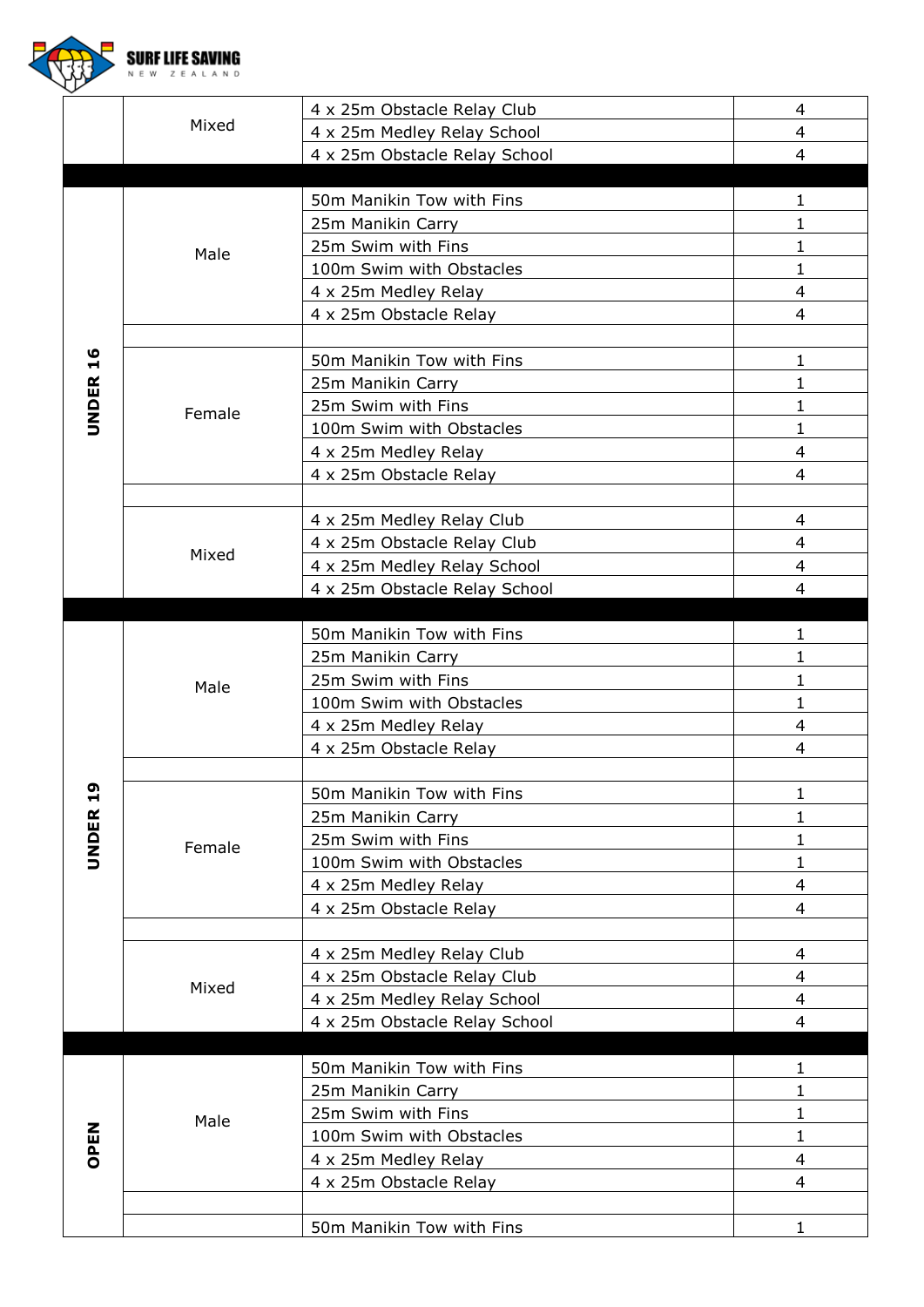| | | | |
|---|---|---|---|
| | Mixed | 4 x 25m Obstacle Relay Club | 4 |
| | | 4 x 25m Medley Relay School | 4 |
| | | 4 x 25m Obstacle Relay School | 4 |
| | | | |
| **UNDER 16** | Male | 50m Manikin Tow with Fins | 1 |
| | | 25m Manikin Carry | 1 |
| | | 25m Swim with Fins | 1 |
| | | 100m Swim with Obstacles | 1 |
| | | 4 x 25m Medley Relay | 4 |
| | | 4 x 25m Obstacle Relay | 4 |
| | | | |
| | Female | 50m Manikin Tow with Fins | 1 |
| | | 25m Manikin Carry | 1 |
| | | 25m Swim with Fins | 1 |
| | | 100m Swim with Obstacles | 1 |
| | | 4 x 25m Medley Relay | 4 |
| | | 4 x 25m Obstacle Relay | 4 |
| | | | |
| | Mixed | 4 x 25m Medley Relay Club | 4 |
| | | 4 x 25m Obstacle Relay Club | 4 |
| | | 4 x 25m Medley Relay School | 4 |
| | | 4 x 25m Obstacle Relay School | 4 |
| | | | |
| **UNDER 19** | Male | 50m Manikin Tow with Fins | 1 |
| | | 25m Manikin Carry | 1 |
| | | 25m Swim with Fins | 1 |
| | | 100m Swim with Obstacles | 1 |
| | | 4 x 25m Medley Relay | 4 |
| | | 4 x 25m Obstacle Relay | 4 |
| | | | |
| | Female | 50m Manikin Tow with Fins | 1 |
| | | 25m Manikin Carry | 1 |
| | | 25m Swim with Fins | 1 |
| | | 100m Swim with Obstacles | 1 |
| | | 4 x 25m Medley Relay | 4 |
| | | 4 x 25m Obstacle Relay | 4 |
| | | | |
| | Mixed | 4 x 25m Medley Relay Club | 4 |
| | | 4 x 25m Obstacle Relay Club | 4 |
| | | 4 x 25m Medley Relay School | 4 |
| | | 4 x 25m Obstacle Relay School | 4 |
| | | | |
| **OPEN** | Male | 50m Manikin Tow with Fins | 1 |
| | | 25m Manikin Carry | 1 |
| | | 25m Swim with Fins | 1 |
| | | 100m Swim with Obstacles | 1 |
| | | 4 x 25m Medley Relay | 4 |
| | | 4 x 25m Obstacle Relay | 4 |
| | | | |
| | | 50m Manikin Tow with Fins | 1 |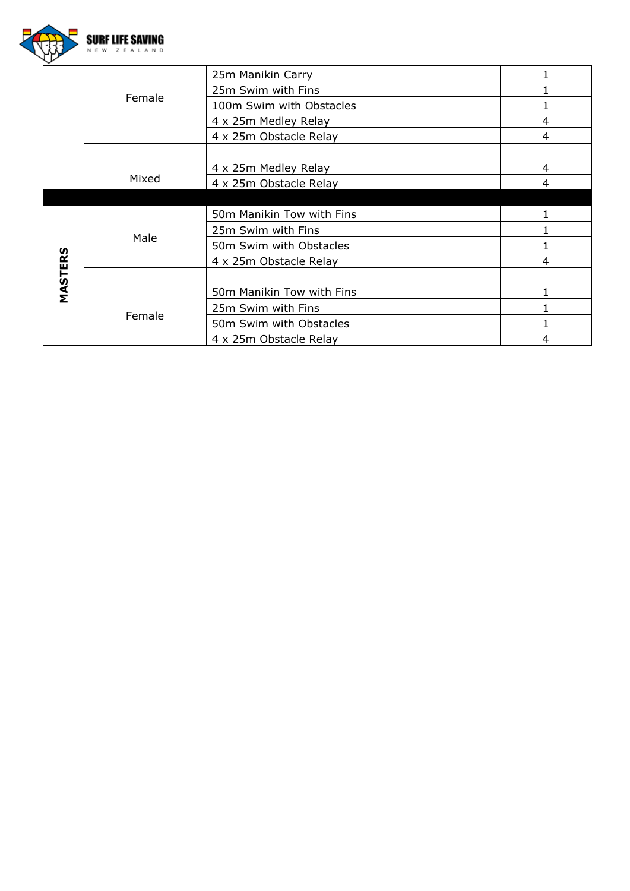| | | | |
|---|---|---|---|
| | Female | 25m Manikin Carry | 1 |
| | | 25m Swim with Fins | 1 |
| | | 100m Swim with Obstacles | 1 |
| | | 4 x 25m Medley Relay | 4 |
| | | 4 x 25m Obstacle Relay | 4 |
| | | | |
| | Mixed | 4 x 25m Medley Relay | 4 |
| | | 4 x 25m Obstacle Relay | 4 |
| | | | |
| **MASTERS** | Male | 50m Manikin Tow with Fins | 1 |
| | | 25m Swim with Fins | 1 |
| | | 50m Swim with Obstacles | 1 |
| | | 4 x 25m Obstacle Relay | 4 |
| | | | |
| | Female | 50m Manikin Tow with Fins | 1 |
| | | 25m Swim with Fins | 1 |
| | | 50m Swim with Obstacles | 1 |
| | | 4 x 25m Obstacle Relay | 4 |